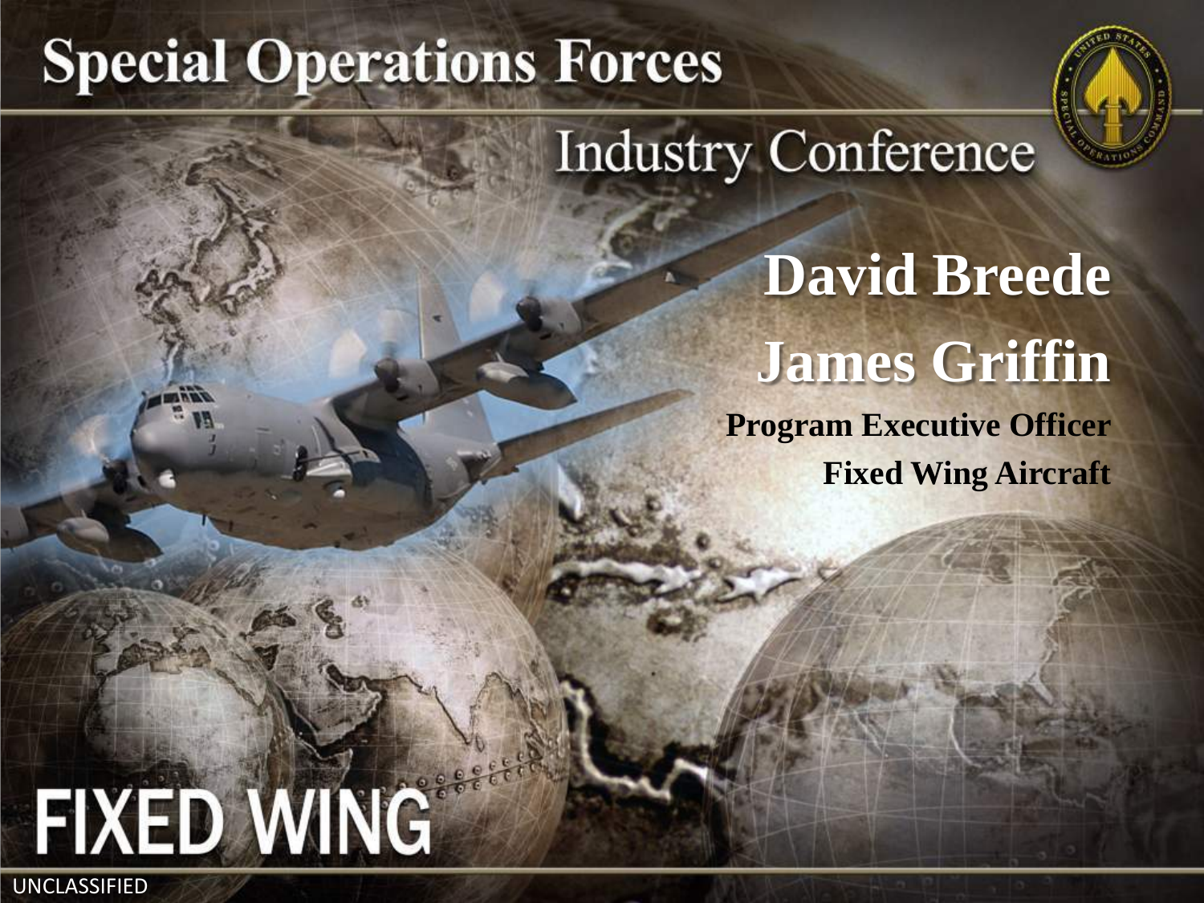# Special Operations Forces

## Industry Conference

**David Breede**

**James Griffin**

**Program Executive Officer**
**Fixed Wing Aircraft**

FIXED WING

UNCLASSIFIED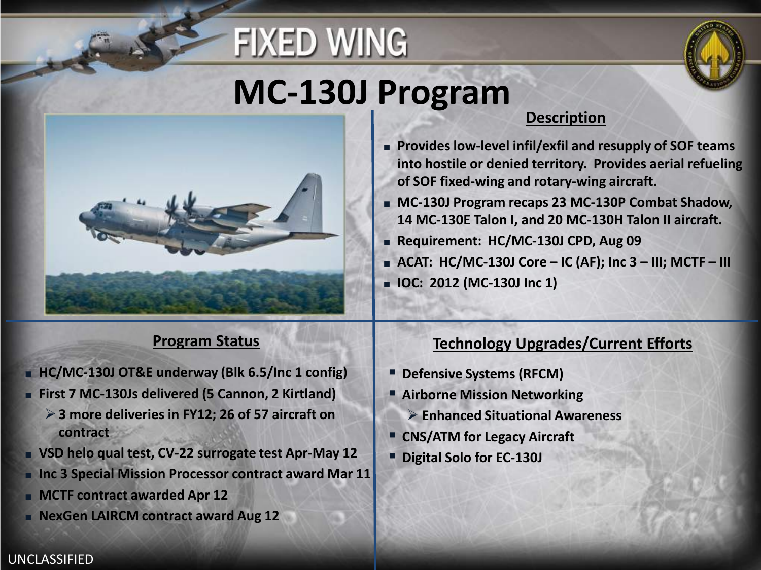# FIXED WING

## MC-130J Program

### Description

- Provides low-level infil/exfil and resupply of SOF teams into hostile or denied territory. Provides aerial refueling of SOF fixed-wing and rotary-wing aircraft.
- MC-130J Program recaps 23 MC-130P Combat Shadow, 14 MC-130E Talon I, and 20 MC-130H Talon II aircraft.
- Requirement: HC/MC-130J CPD, Aug 09
- ACAT: HC/MC-130J Core – IC (AF); Inc 3 – III; MCTF – III
- IOC: 2012 (MC-130J Inc 1)

### Program Status

- HC/MC-130J OT&E underway (Blk 6.5/Inc 1 config)
- First 7 MC-130Js delivered (5 Cannon, 2 Kirtland)
  - 3 more deliveries in FY12; 26 of 57 aircraft on contract
- VSD helo qual test, CV-22 surrogate test Apr-May 12
- Inc 3 Special Mission Processor contract award Mar 11
- MCTF contract awarded Apr 12
- NexGen LAIRCM contract award Aug 12

### Technology Upgrades/Current Efforts

- Defensive Systems (RFCM)
- Airborne Mission Networking
  - Enhanced Situational Awareness
- CNS/ATM for Legacy Aircraft
- Digital Solo for EC-130J

UNCLASSIFIED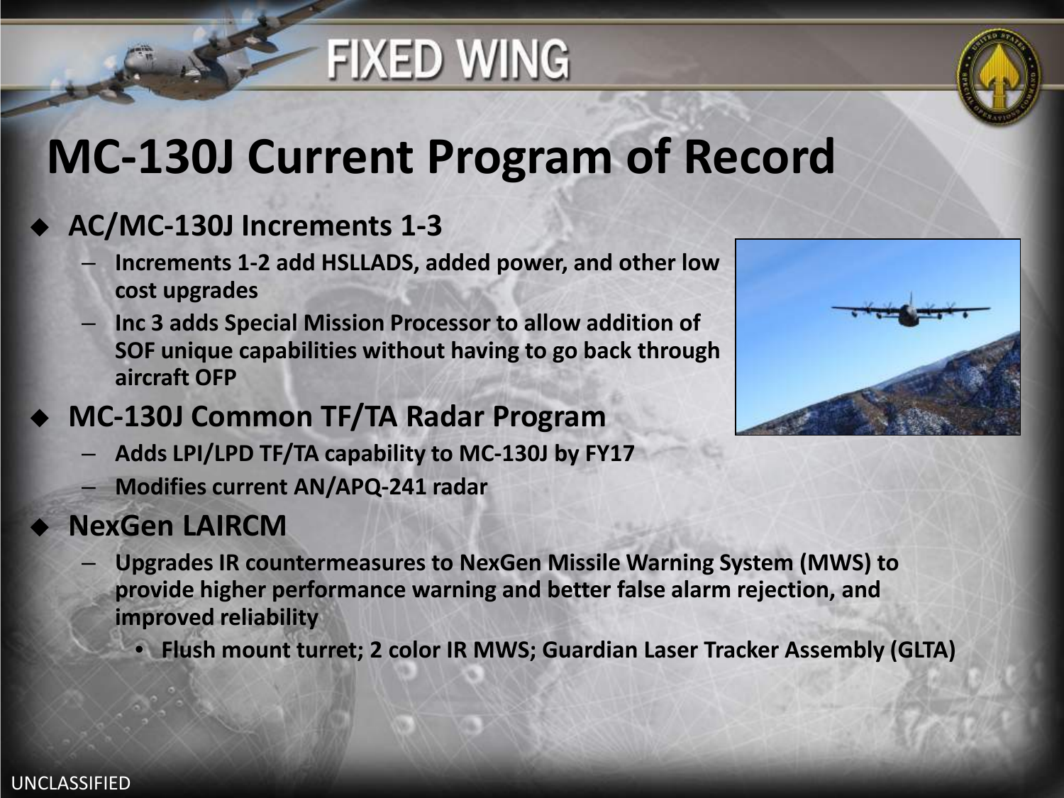# FIXED WING

## MC-130J Current Program of Record

- **AC/MC-130J Increments 1-3**
  - **Increments 1-2 add HSLLADS, added power, and other low cost upgrades**
  - **Inc 3 adds Special Mission Processor to allow addition of SOF unique capabilities without having to go back through aircraft OFP**
- **MC-130J Common TF/TA Radar Program**
  - **Adds LPI/LPD TF/TA capability to MC-130J by FY17**
  - **Modifies current AN/APQ-241 radar**
- **NexGen LAIRCM**
  - **Upgrades IR countermeasures to NexGen Missile Warning System (MWS) to provide higher performance warning and better false alarm rejection, and improved reliability**
    - **Flush mount turret; 2 color IR MWS; Guardian Laser Tracker Assembly (GLTA)**

UNCLASSIFIED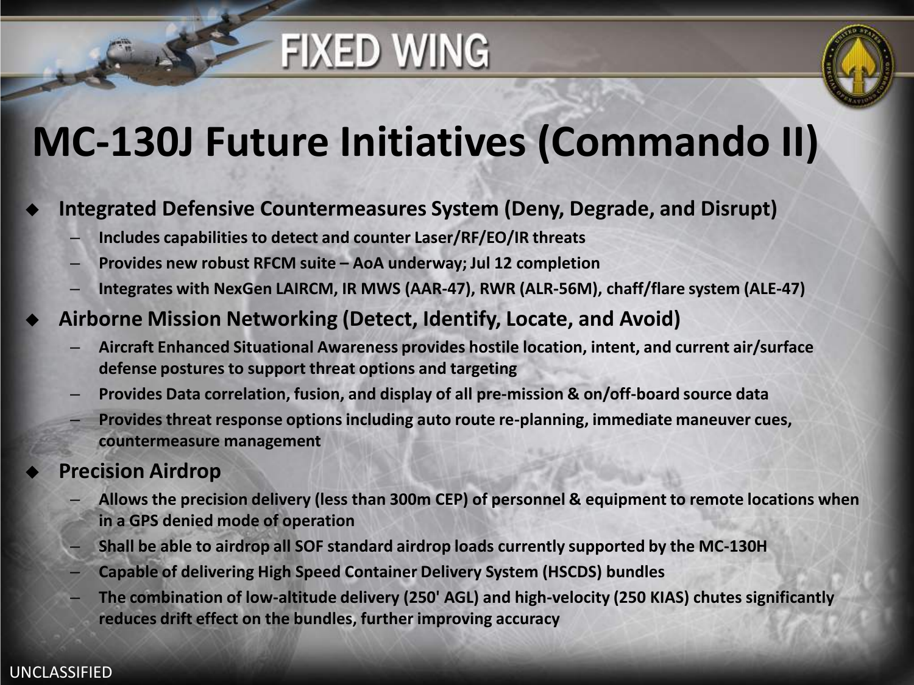# FIXED WING

## MC-130J Future Initiatives (Commando II)

- **Integrated Defensive Countermeasures System (Deny, Degrade, and Disrupt)**
  - **Includes capabilities to detect and counter Laser/RF/EO/IR threats**
  - **Provides new robust RFCM suite – AoA underway; Jul 12 completion**
  - **Integrates with NexGen LAIRCM, IR MWS (AAR-47), RWR (ALR-56M), chaff/flare system (ALE-47)**
- **Airborne Mission Networking (Detect, Identify, Locate, and Avoid)**
  - **Aircraft Enhanced Situational Awareness provides hostile location, intent, and current air/surface defense postures to support threat options and targeting**
  - **Provides Data correlation, fusion, and display of all pre-mission & on/off-board source data**
  - **Provides threat response options including auto route re-planning, immediate maneuver cues, countermeasure management**
- **Precision Airdrop**
  - **Allows the precision delivery (less than 300m CEP) of personnel & equipment to remote locations when in a GPS denied mode of operation**
  - **Shall be able to airdrop all SOF standard airdrop loads currently supported by the MC-130H**
  - **Capable of delivering High Speed Container Delivery System (HSCDS) bundles**
  - **The combination of low-altitude delivery (250' AGL) and high-velocity (250 KIAS) chutes significantly reduces drift effect on the bundles, further improving accuracy**

UNCLASSIFIED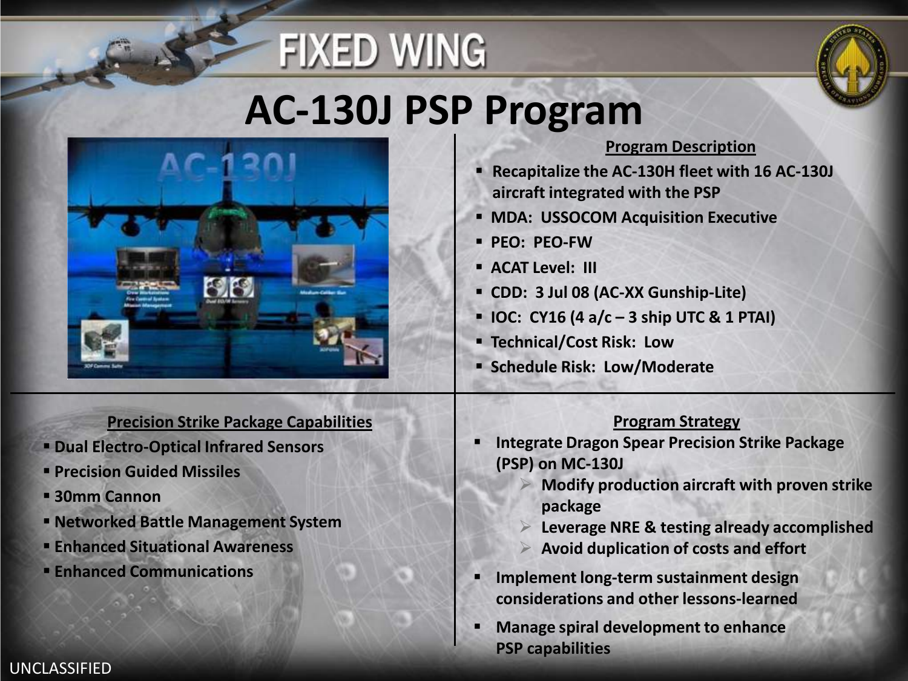# FIXED WING

## AC-130J PSP Program

### Program Description

- Recapitalize the AC-130H fleet with 16 AC-130J aircraft integrated with the PSP
- MDA: USSOCOM Acquisition Executive
- PEO: PEO-FW
- ACAT Level: III
- CDD: 3 Jul 08 (AC-XX Gunship-Lite)
- IOC: CY16 (4 a/c – 3 ship UTC & 1 PTAI)
- Technical/Cost Risk: Low
- Schedule Risk: Low/Moderate

### Precision Strike Package Capabilities

- Dual Electro-Optical Infrared Sensors
- Precision Guided Missiles
- 30mm Cannon
- Networked Battle Management System
- Enhanced Situational Awareness
- Enhanced Communications

### Program Strategy

- Integrate Dragon Spear Precision Strike Package (PSP) on MC-130J
  - Modify production aircraft with proven strike package
  - Leverage NRE & testing already accomplished
  - Avoid duplication of costs and effort
- Implement long-term sustainment design considerations and other lessons-learned
- Manage spiral development to enhance PSP capabilities

UNCLASSIFIED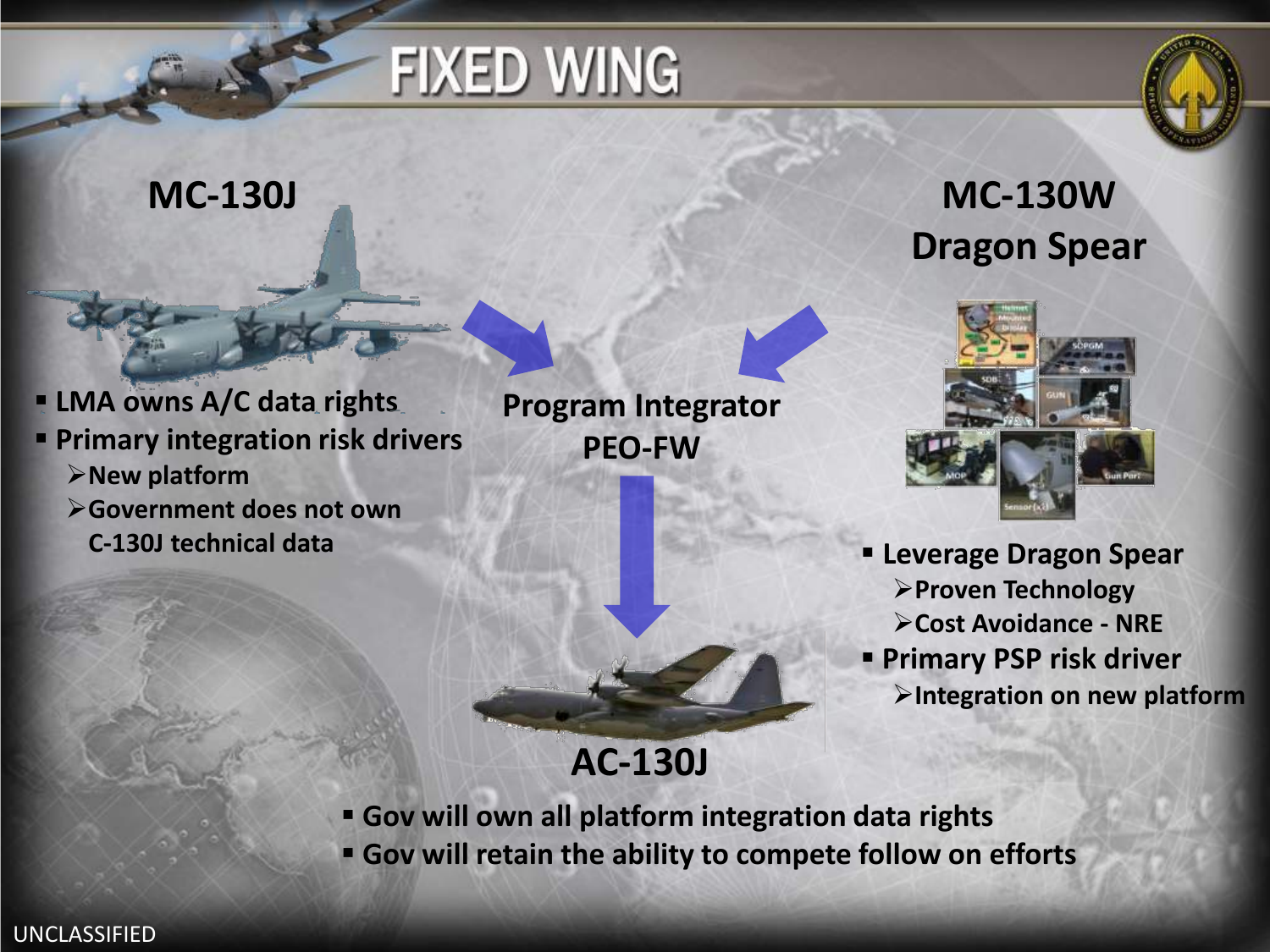# FIXED WING

## MC-130J

- LMA owns A/C data rights
- Primary integration risk drivers
  - New platform
  - Government does not own C-130J technical data

## Program Integrator PEO-FW

## MC-130W Dragon Spear

- Leverage Dragon Spear
  - Proven Technology
  - Cost Avoidance - NRE
- Primary PSP risk driver
  - Integration on new platform

## AC-130J

- Gov will own all platform integration data rights
- Gov will retain the ability to compete follow on efforts

UNCLASSIFIED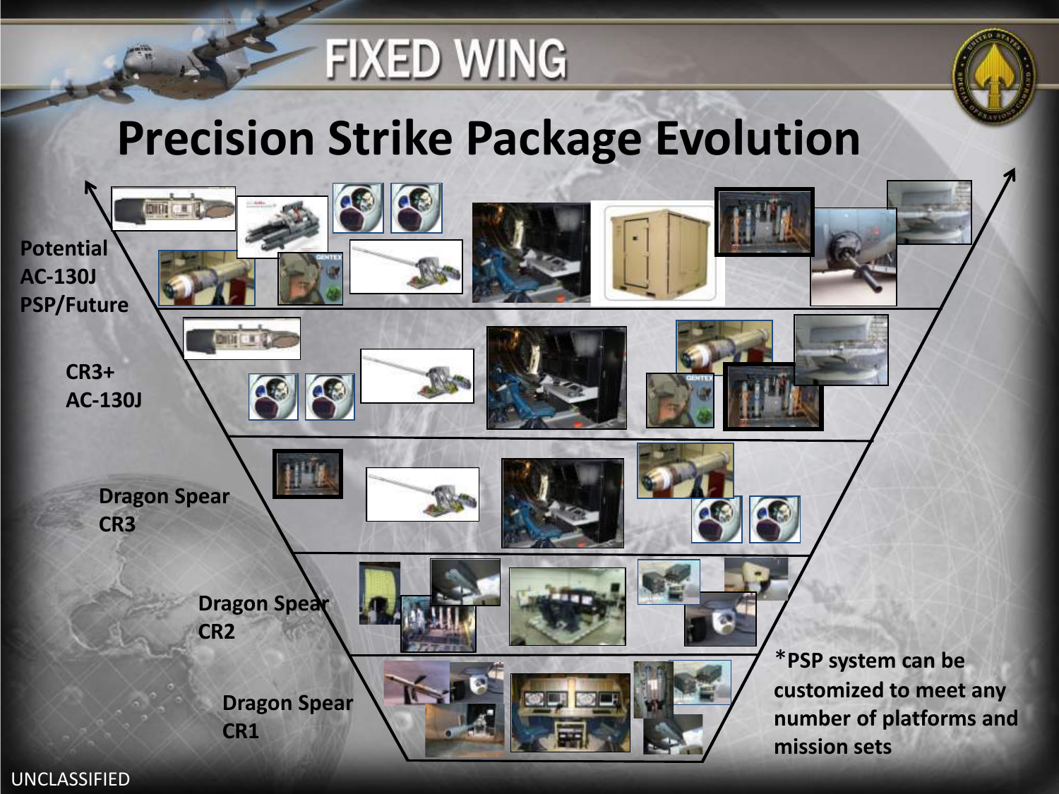# FIXED WING

## Precision Strike Package Evolution

Potential AC-130J PSP/Future

CR3+ AC-130J

Dragon Spear CR3

Dragon Spear CR2

Dragon Spear CR1

*PSP system can be customized to meet any number of platforms and mission sets

UNCLASSIFIED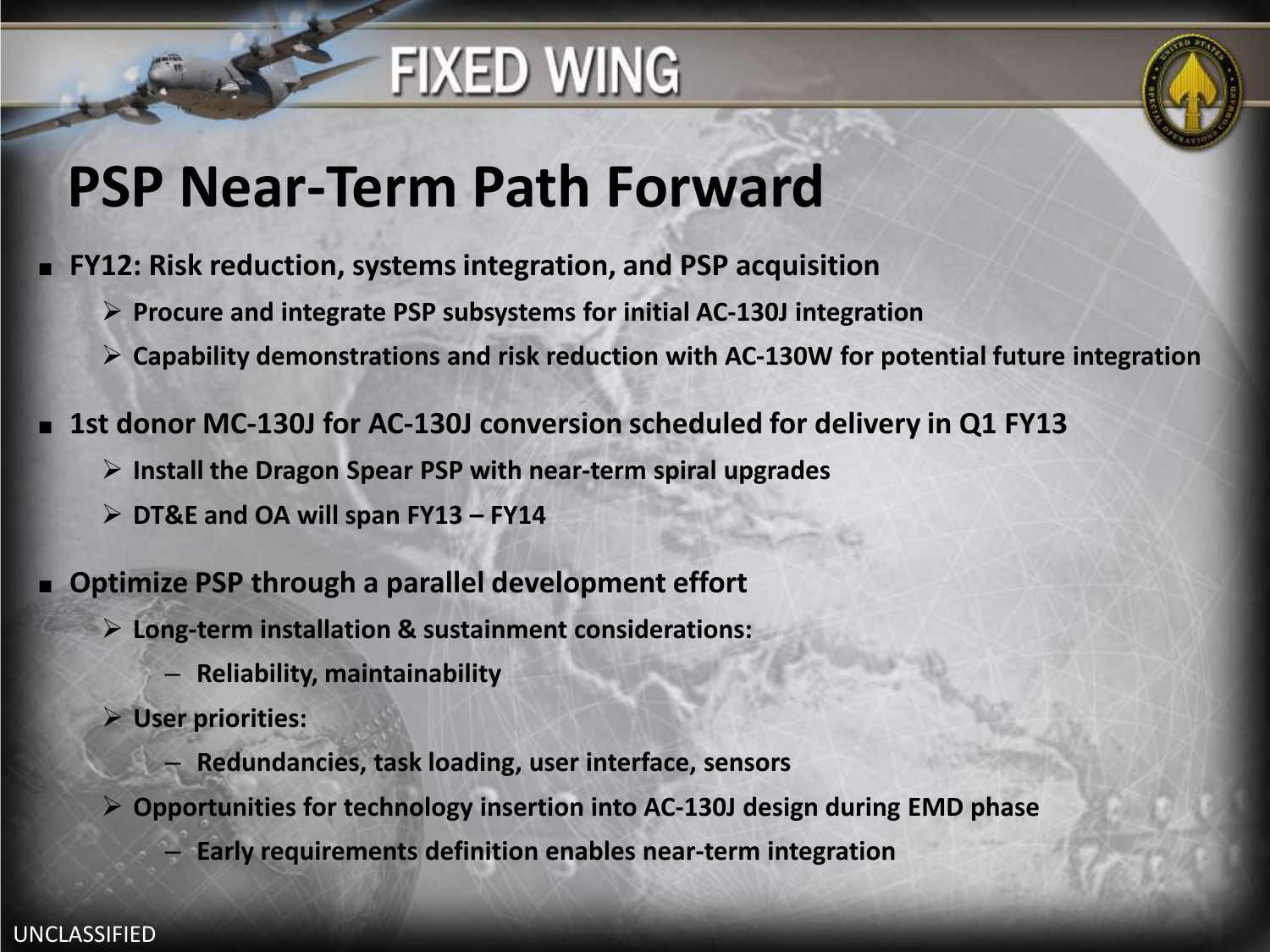# FIXED WING

## PSP Near-Term Path Forward

- **FY12: Risk reduction, systems integration, and PSP acquisition**
  - **Procure and integrate PSP subsystems for initial AC-130J integration**
  - **Capability demonstrations and risk reduction with AC-130W for potential future integration**
- **1st donor MC-130J for AC-130J conversion scheduled for delivery in Q1 FY13**
  - **Install the Dragon Spear PSP with near-term spiral upgrades**
  - **DT&E and OA will span FY13 – FY14**
- **Optimize PSP through a parallel development effort**
  - **Long-term installation & sustainment considerations:**
    - **Reliability, maintainability**
  - **User priorities:**
    - **Redundancies, task loading, user interface, sensors**
  - **Opportunities for technology insertion into AC-130J design during EMD phase**
    - **Early requirements definition enables near-term integration**

UNCLASSIFIED